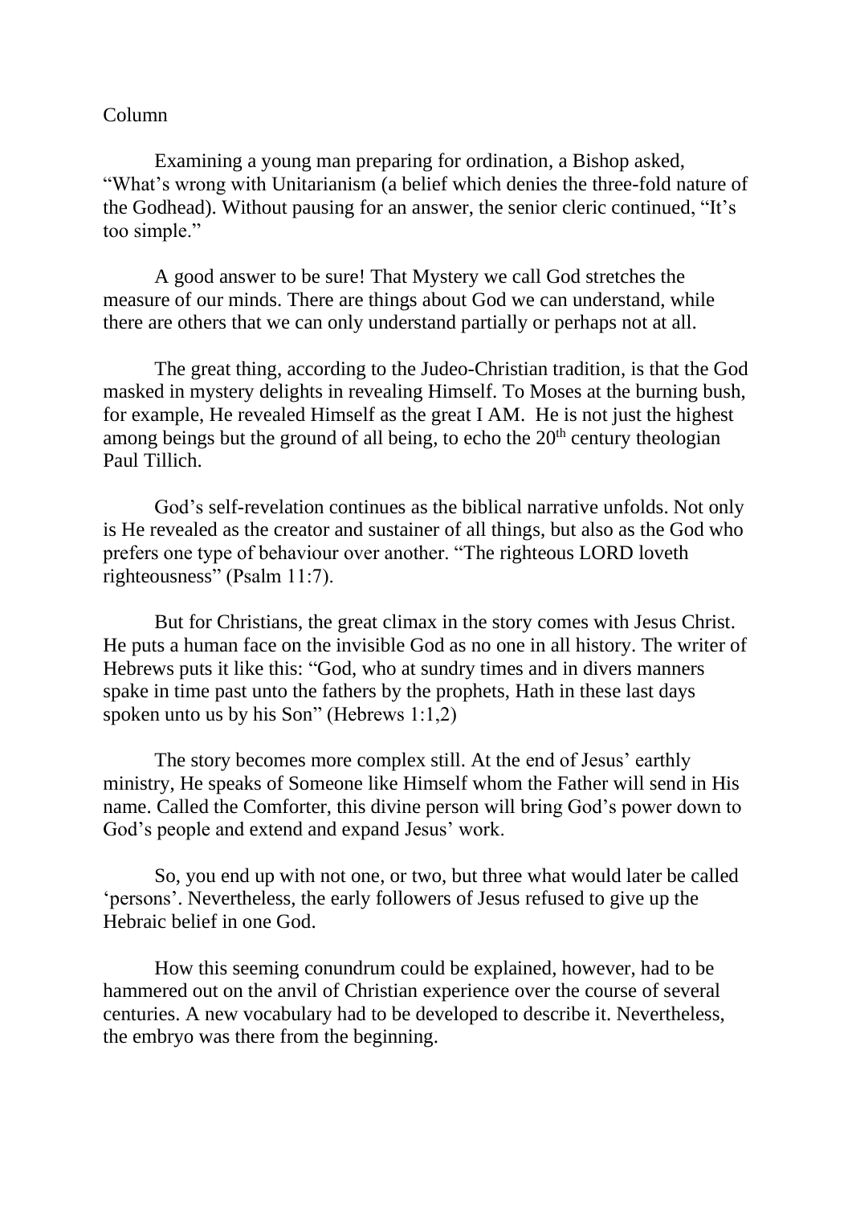Column

Examining a young man preparing for ordination, a Bishop asked, "What's wrong with Unitarianism (a belief which denies the three-fold nature of the Godhead). Without pausing for an answer, the senior cleric continued, "It's too simple."

A good answer to be sure! That Mystery we call God stretches the measure of our minds. There are things about God we can understand, while there are others that we can only understand partially or perhaps not at all.

The great thing, according to the Judeo-Christian tradition, is that the God masked in mystery delights in revealing Himself. To Moses at the burning bush, for example, He revealed Himself as the great I AM. He is not just the highest among beings but the ground of all being, to echo the 20th century theologian Paul Tillich.

God's self-revelation continues as the biblical narrative unfolds. Not only is He revealed as the creator and sustainer of all things, but also as the God who prefers one type of behaviour over another. "The righteous LORD loveth righteousness" (Psalm 11:7).

But for Christians, the great climax in the story comes with Jesus Christ. He puts a human face on the invisible God as no one in all history. The writer of Hebrews puts it like this: "God, who at sundry times and in divers manners spake in time past unto the fathers by the prophets, Hath in these last days spoken unto us by his Son" (Hebrews 1:1,2)

The story becomes more complex still. At the end of Jesus' earthly ministry, He speaks of Someone like Himself whom the Father will send in His name. Called the Comforter, this divine person will bring God's power down to God's people and extend and expand Jesus' work.

So, you end up with not one, or two, but three what would later be called 'persons'. Nevertheless, the early followers of Jesus refused to give up the Hebraic belief in one God.

How this seeming conundrum could be explained, however, had to be hammered out on the anvil of Christian experience over the course of several centuries. A new vocabulary had to be developed to describe it. Nevertheless, the embryo was there from the beginning.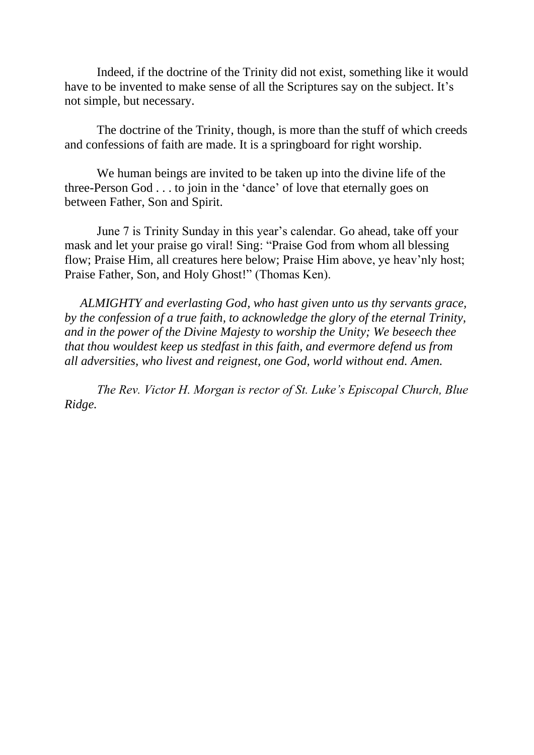Indeed, if the doctrine of the Trinity did not exist, something like it would have to be invented to make sense of all the Scriptures say on the subject. It's not simple, but necessary.

The doctrine of the Trinity, though, is more than the stuff of which creeds and confessions of faith are made. It is a springboard for right worship.

We human beings are invited to be taken up into the divine life of the three-Person God . . . to join in the 'dance' of love that eternally goes on between Father, Son and Spirit.

June 7 is Trinity Sunday in this year's calendar. Go ahead, take off your mask and let your praise go viral! Sing: "Praise God from whom all blessing flow; Praise Him, all creatures here below; Praise Him above, ye heav'nly host; Praise Father, Son, and Holy Ghost!" (Thomas Ken).

*ALMIGHTY and everlasting God, who hast given unto us thy servants grace, by the confession of a true faith, to acknowledge the glory of the eternal Trinity, and in the power of the Divine Majesty to worship the Unity; We beseech thee that thou wouldest keep us stedfast in this faith, and evermore defend us from all adversities, who livest and reignest, one God, world without end. Amen.*

*The Rev. Victor H. Morgan is rector of St. Luke's Episcopal Church, Blue Ridge.*